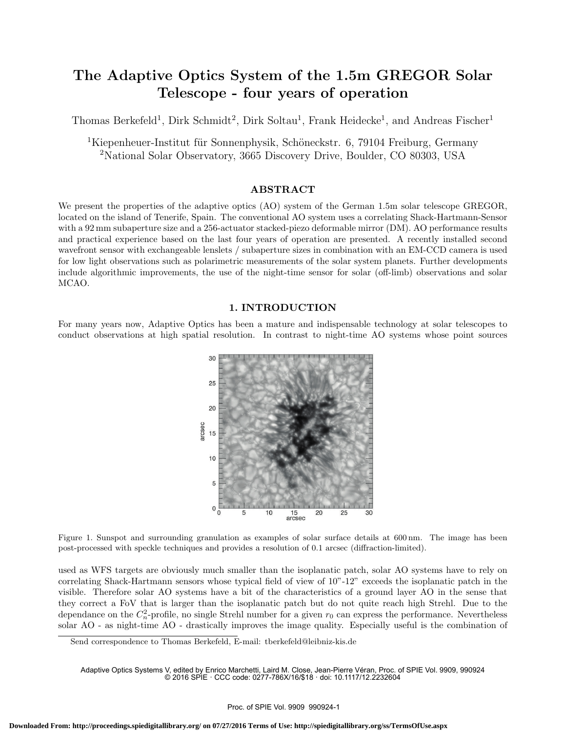# The Adaptive Optics System of the 1.5m GREGOR Solar Telescope - four years of operation

Thomas Berkefeld[1], Dirk Schmidt[2], Dirk Soltau[1], Frank Heidecke[1], and Andreas Fischer[1]

[1]Kiepenheuer-Institut für Sonnenphysik, Schöneckstr. 6, 79104 Freiburg, Germany
[2]National Solar Observatory, 3665 Discovery Drive, Boulder, CO 80303, USA

## ABSTRACT

We present the properties of the adaptive optics (AO) system of the German 1.5m solar telescope GREGOR, located on the island of Tenerife, Spain. The conventional AO system uses a correlating Shack-Hartmann-Sensor with a 92 mm subaperture size and a 256-actuator stacked-piezo deformable mirror (DM). AO performance results and practical experience based on the last four years of operation are presented. A recently installed second wavefront sensor with exchangeable lenslets / subaperture sizes in combination with an EM-CCD camera is used for low light observations such as polarimetric measurements of the solar system planets. Further developments include algorithmic improvements, the use of the night-time sensor for solar (off-limb) observations and solar MCAO.

## 1. INTRODUCTION

For many years now, Adaptive Optics has been a mature and indispensable technology at solar telescopes to conduct observations at high spatial resolution. In contrast to night-time AO systems whose point sources used as WFS targets are obviously much smaller than the isoplanatic patch, solar AO systems have to rely on correlating Shack-Hartmann sensors whose typical field of view of 10"-12" exceeds the isoplanatic patch in the visible. Therefore solar AO systems have a bit of the characteristics of a ground layer AO in the sense that they correct a FoV that is larger than the isoplanatic patch but do not quite reach high Strehl. Due to the dependance on the $C_n^2$-profile, no single Strehl number for a given $r_0$ can express the performance. Nevertheless solar AO - as night-time AO - drastically improves the image quality. Especially useful is the combination of

Figure 1. Sunspot and surrounding granulation as examples of solar surface details at 600 nm. The image has been post-processed with speckle techniques and provides a resolution of 0.1 arcsec (diffraction-limited).

Send correspondence to Thomas Berkefeld, E-mail: tberkefeld@leibniz-kis.de

Adaptive Optics Systems V, edited by Enrico Marchetti, Laird M. Close, Jean-Pierre Véran, Proc. of SPIE Vol. 9909, 990924
© 2016 SPIE · CCC code: 0277-786X/16/$18 · doi: 10.1117/12.2232604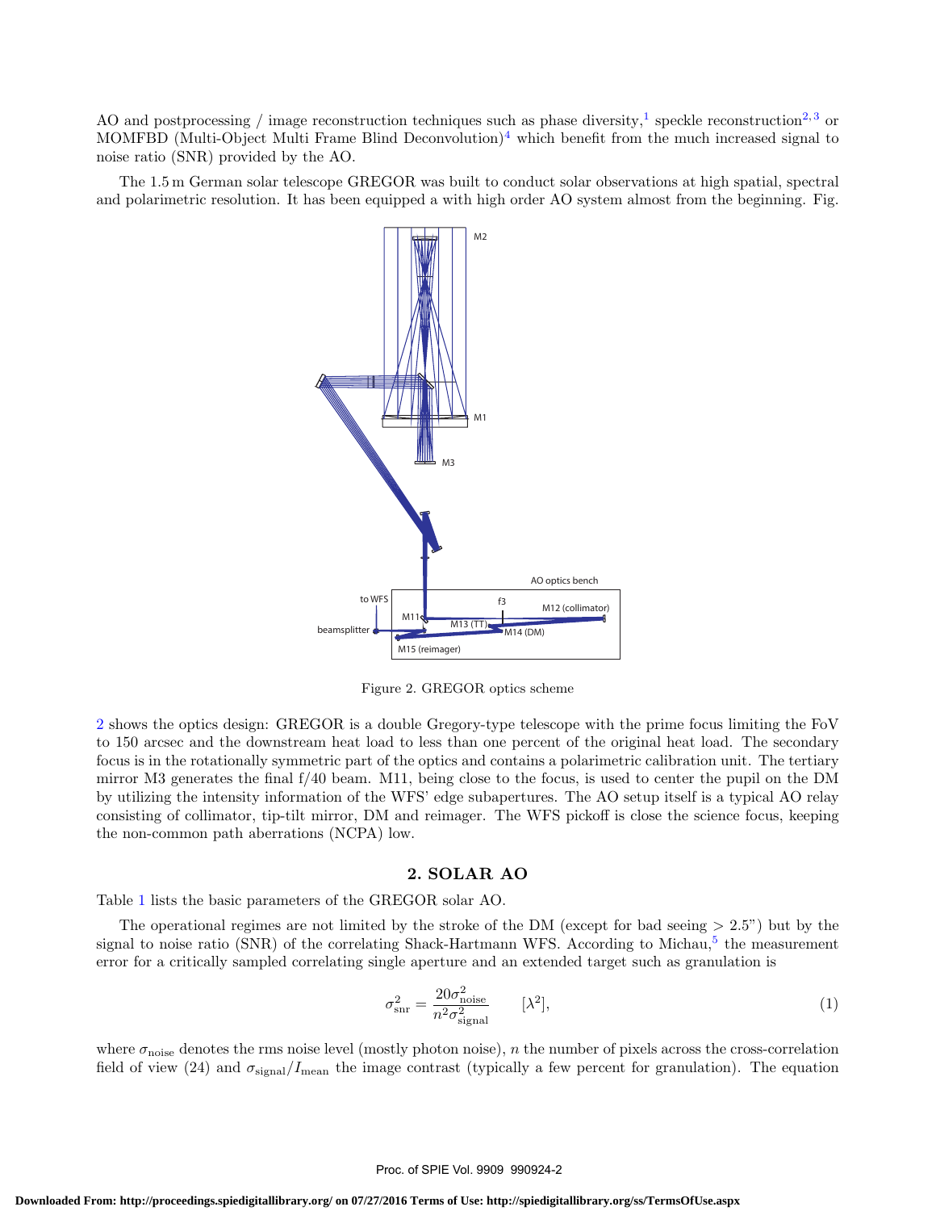AO and postprocessing / image reconstruction techniques such as phase diversity,[1] speckle reconstruction[2,3] or MOMFBD (Multi-Object Multi Frame Blind Deconvolution)[4] which benefit from the much increased signal to noise ratio (SNR) provided by the AO.

The 1.5 m German solar telescope GREGOR was built to conduct solar observations at high spatial, spectral and polarimetric resolution. It has been equipped a with high order AO system almost from the beginning. Fig. 2 shows the optics design: GREGOR is a double Gregory-type telescope with the prime focus limiting the FoV to 150 arcsec and the downstream heat load to less than one percent of the original heat load. The secondary focus is in the rotationally symmetric part of the optics and contains a polarimetric calibration unit. The tertiary mirror M3 generates the final f/40 beam. M11, being close to the focus, is used to center the pupil on the DM by utilizing the intensity information of the WFS' edge subapertures. The AO setup itself is a typical AO relay consisting of collimator, tip-tilt mirror, DM and reimager. The WFS pickoff is close the science focus, keeping the non-common path aberrations (NCPA) low.

Figure 2. GREGOR optics scheme

## 2. SOLAR AO

Table 1 lists the basic parameters of the GREGOR solar AO.

The operational regimes are not limited by the stroke of the DM (except for bad seeing > 2.5") but by the signal to noise ratio (SNR) of the correlating Shack-Hartmann WFS. According to Michau,[5] the measurement error for a critically sampled correlating single aperture and an extended target such as granulation is

$$\sigma^2_{\text{snr}} = \frac{20\sigma^2_{\text{noise}}}{n^2\sigma^2_{\text{signal}}} \qquad [\lambda^2], \tag{1}$$

where $\sigma_{\text{noise}}$ denotes the rms noise level (mostly photon noise), $n$ the number of pixels across the cross-correlation field of view (24) and $\sigma_{\text{signal}}/I_{\text{mean}}$ the image contrast (typically a few percent for granulation). The equation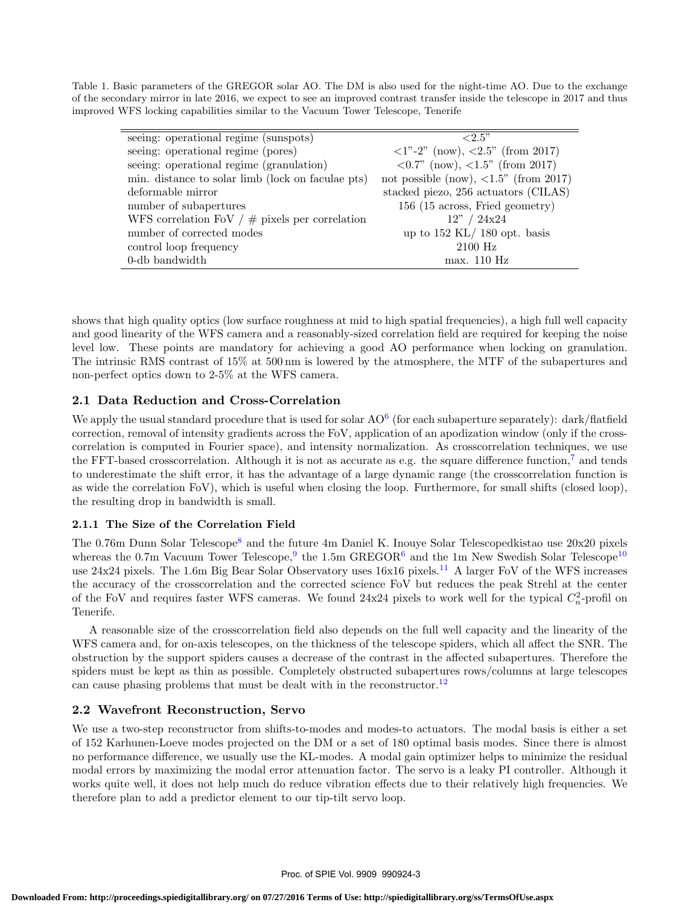Table 1. Basic parameters of the GREGOR solar AO. The DM is also used for the night-time AO. Due to the exchange of the secondary mirror in late 2016, we expect to see an improved contrast transfer inside the telescope in 2017 and thus improved WFS locking capabilities similar to the Vacuum Tower Telescope, Tenerife

| | |
|---|---|
| seeing: operational regime (sunspots) | <2.5" |
| seeing: operational regime (pores) | <1"-2" (now), <2.5" (from 2017) |
| seeing: operational regime (granulation) | <0.7" (now), <1.5" (from 2017) |
| min. distance to solar limb (lock on faculae pts) | not possible (now), <1.5" (from 2017) |
| deformable mirror | stacked piezo, 256 actuators (CILAS) |
| number of subapertures | 156 (15 across, Fried geometry) |
| WFS correlation FoV / # pixels per correlation | 12" / 24x24 |
| number of corrected modes | up to 152 KL/ 180 opt. basis |
| control loop frequency | 2100 Hz |
| 0-db bandwidth | max. 110 Hz |

shows that high quality optics (low surface roughness at mid to high spatial frequencies), a high full well capacity and good linearity of the WFS camera and a reasonably-sized correlation field are required for keeping the noise level low. These points are mandatory for achieving a good AO performance when locking on granulation. The intrinsic RMS contrast of 15% at 500 nm is lowered by the atmosphere, the MTF of the subapertures and non-perfect optics down to 2-5% at the WFS camera.

## 2.1 Data Reduction and Cross-Correlation

We apply the usual standard procedure that is used for solar AO[6] (for each subaperture separately): dark/flatfield correction, removal of intensity gradients across the FoV, application of an apodization window (only if the cross-correlation is computed in Fourier space), and intensity normalization. As crosscorrelation techniques, we use the FFT-based crosscorrelation. Although it is not as accurate as e.g. the square difference function,[7] and tends to underestimate the shift error, it has the advantage of a large dynamic range (the crosscorrelation function is as wide the correlation FoV), which is useful when closing the loop. Furthermore, for small shifts (closed loop), the resulting drop in bandwidth is small.

### 2.1.1 The Size of the Correlation Field

The 0.76m Dunn Solar Telescope[8] and the future 4m Daniel K. Inouye Solar Telescopedkistao use 20x20 pixels whereas the 0.7m Vacuum Tower Telescope,[9] the 1.5m GREGOR[6] and the 1m New Swedish Solar Telescope[10] use 24x24 pixels. The 1.6m Big Bear Solar Observatory uses 16x16 pixels.[11] A larger FoV of the WFS increases the accuracy of the crosscorrelation and the corrected science FoV but reduces the peak Strehl at the center of the FoV and requires faster WFS cameras. We found 24x24 pixels to work well for the typical $C_n^2$-profil on Tenerife.

A reasonable size of the crosscorrelation field also depends on the full well capacity and the linearity of the WFS camera and, for on-axis telescopes, on the thickness of the telescope spiders, which all affect the SNR. The obstruction by the support spiders causes a decrease of the contrast in the affected subapertures. Therefore the spiders must be kept as thin as possible. Completely obstructed subapertures rows/columns at large telescopes can cause phasing problems that must be dealt with in the reconstructor.[12]

## 2.2 Wavefront Reconstruction, Servo

We use a two-step reconstructor from shifts-to-modes and modes-to actuators. The modal basis is either a set of 152 Karhunen-Loeve modes projected on the DM or a set of 180 optimal basis modes. Since there is almost no performance difference, we usually use the KL-modes. A modal gain optimizer helps to minimize the residual modal errors by maximizing the modal error attenuation factor. The servo is a leaky PI controller. Although it works quite well, it does not help much do reduce vibration effects due to their relatively high frequencies. We therefore plan to add a predictor element to our tip-tilt servo loop.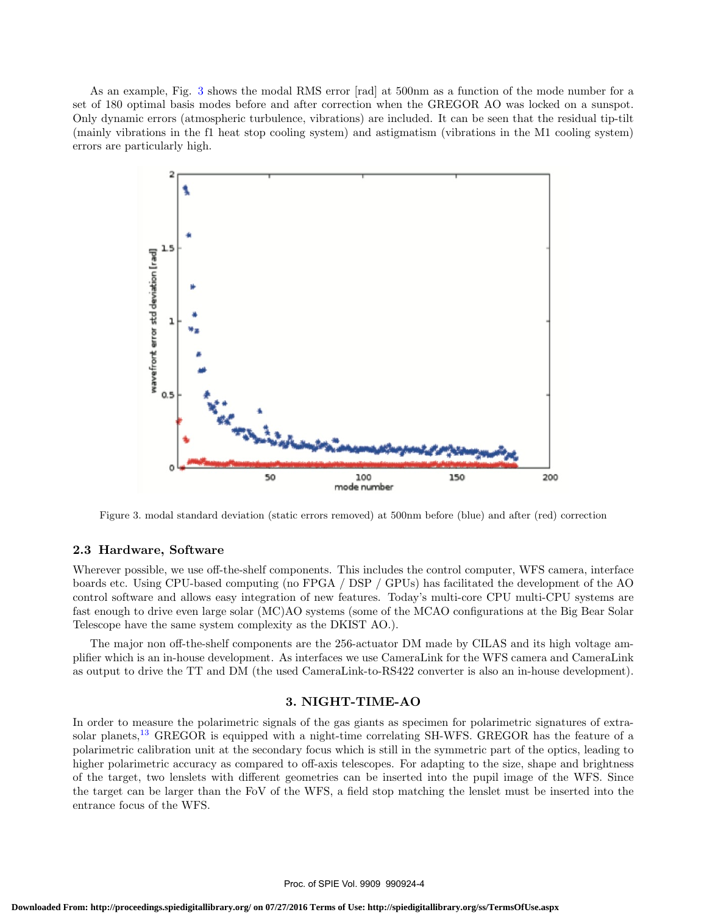As an example, Fig. 3 shows the modal RMS error [rad] at 500nm as a function of the mode number for a set of 180 optimal basis modes before and after correction when the GREGOR AO was locked on a sunspot. Only dynamic errors (atmospheric turbulence, vibrations) are included. It can be seen that the residual tip-tilt (mainly vibrations in the f1 heat stop cooling system) and astigmatism (vibrations in the M1 cooling system) errors are particularly high.

Figure 3. modal standard deviation (static errors removed) at 500nm before (blue) and after (red) correction

### 2.3 Hardware, Software

Wherever possible, we use off-the-shelf components. This includes the control computer, WFS camera, interface boards etc. Using CPU-based computing (no FPGA / DSP / GPUs) has facilitated the development of the AO control software and allows easy integration of new features. Today's multi-core CPU multi-CPU systems are fast enough to drive even large solar (MC)AO systems (some of the MCAO configurations at the Big Bear Solar Telescope have the same system complexity as the DKIST AO.).

The major non off-the-shelf components are the 256-actuator DM made by CILAS and its high voltage amplifier which is an in-house development. As interfaces we use CameraLink for the WFS camera and CameraLink as output to drive the TT and DM (the used CameraLink-to-RS422 converter is also an in-house development).

## 3. NIGHT-TIME-AO

In order to measure the polarimetric signals of the gas giants as specimen for polarimetric signatures of extra-solar planets,[13] GREGOR is equipped with a night-time correlating SH-WFS. GREGOR has the feature of a polarimetric calibration unit at the secondary focus which is still in the symmetric part of the optics, leading to higher polarimetric accuracy as compared to off-axis telescopes. For adapting to the size, shape and brightness of the target, two lenslets with different geometries can be inserted into the pupil image of the WFS. Since the target can be larger than the FoV of the WFS, a field stop matching the lenslet must be inserted into the entrance focus of the WFS.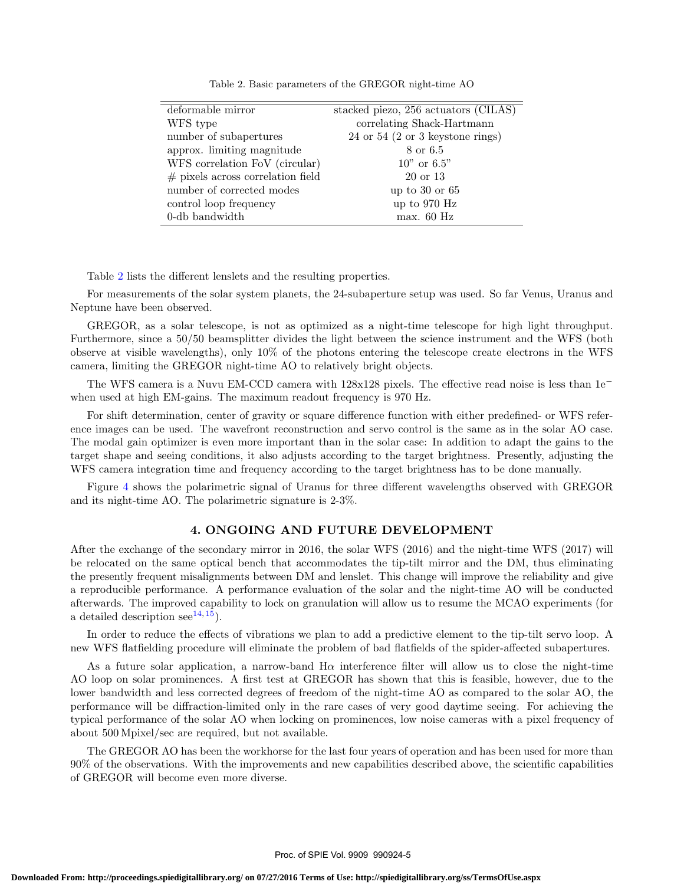Table 2. Basic parameters of the GREGOR night-time AO

| | |
|---|---|
| deformable mirror | stacked piezo, 256 actuators (CILAS) |
| WFS type | correlating Shack-Hartmann |
| number of subapertures | 24 or 54 (2 or 3 keystone rings) |
| approx. limiting magnitude | 8 or 6.5 |
| WFS correlation FoV (circular) | 10" or 6.5" |
| # pixels across correlation field | 20 or 13 |
| number of corrected modes | up to 30 or 65 |
| control loop frequency | up to 970 Hz |
| 0-db bandwidth | max. 60 Hz |

Table 2 lists the different lenslets and the resulting properties.

For measurements of the solar system planets, the 24-subaperture setup was used. So far Venus, Uranus and Neptune have been observed.

GREGOR, as a solar telescope, is not as optimized as a night-time telescope for high light throughput. Furthermore, since a 50/50 beamsplitter divides the light between the science instrument and the WFS (both observe at visible wavelengths), only 10% of the photons entering the telescope create electrons in the WFS camera, limiting the GREGOR night-time AO to relatively bright objects.

The WFS camera is a Nuvu EM-CCD camera with 128x128 pixels. The effective read noise is less than 1e$^{-}$ when used at high EM-gains. The maximum readout frequency is 970 Hz.

For shift determination, center of gravity or square difference function with either predefined- or WFS reference images can be used. The wavefront reconstruction and servo control is the same as in the solar AO case. The modal gain optimizer is even more important than in the solar case: In addition to adapt the gains to the target shape and seeing conditions, it also adjusts according to the target brightness. Presently, adjusting the WFS camera integration time and frequency according to the target brightness has to be done manually.

Figure 4 shows the polarimetric signal of Uranus for three different wavelengths observed with GREGOR and its night-time AO. The polarimetric signature is 2-3%.

## 4. ONGOING AND FUTURE DEVELOPMENT

After the exchange of the secondary mirror in 2016, the solar WFS (2016) and the night-time WFS (2017) will be relocated on the same optical bench that accommodates the tip-tilt mirror and the DM, thus eliminating the presently frequent misalignments between DM and lenslet. This change will improve the reliability and give a reproducible performance. A performance evaluation of the solar and the night-time AO will be conducted afterwards. The improved capability to lock on granulation will allow us to resume the MCAO experiments (for a detailed description see[14, 15]).

In order to reduce the effects of vibrations we plan to add a predictive element to the tip-tilt servo loop. A new WFS flatfielding procedure will eliminate the problem of bad flatfields of the spider-affected subapertures.

As a future solar application, a narrow-band H$\alpha$ interference filter will allow us to close the night-time AO loop on solar prominences. A first test at GREGOR has shown that this is feasible, however, due to the lower bandwidth and less corrected degrees of freedom of the night-time AO as compared to the solar AO, the performance will be diffraction-limited only in the rare cases of very good daytime seeing. For achieving the typical performance of the solar AO when locking on prominences, low noise cameras with a pixel frequency of about 500 Mpixel/sec are required, but not available.

The GREGOR AO has been the workhorse for the last four years of operation and has been used for more than 90% of the observations. With the improvements and new capabilities described above, the scientific capabilities of GREGOR will become even more diverse.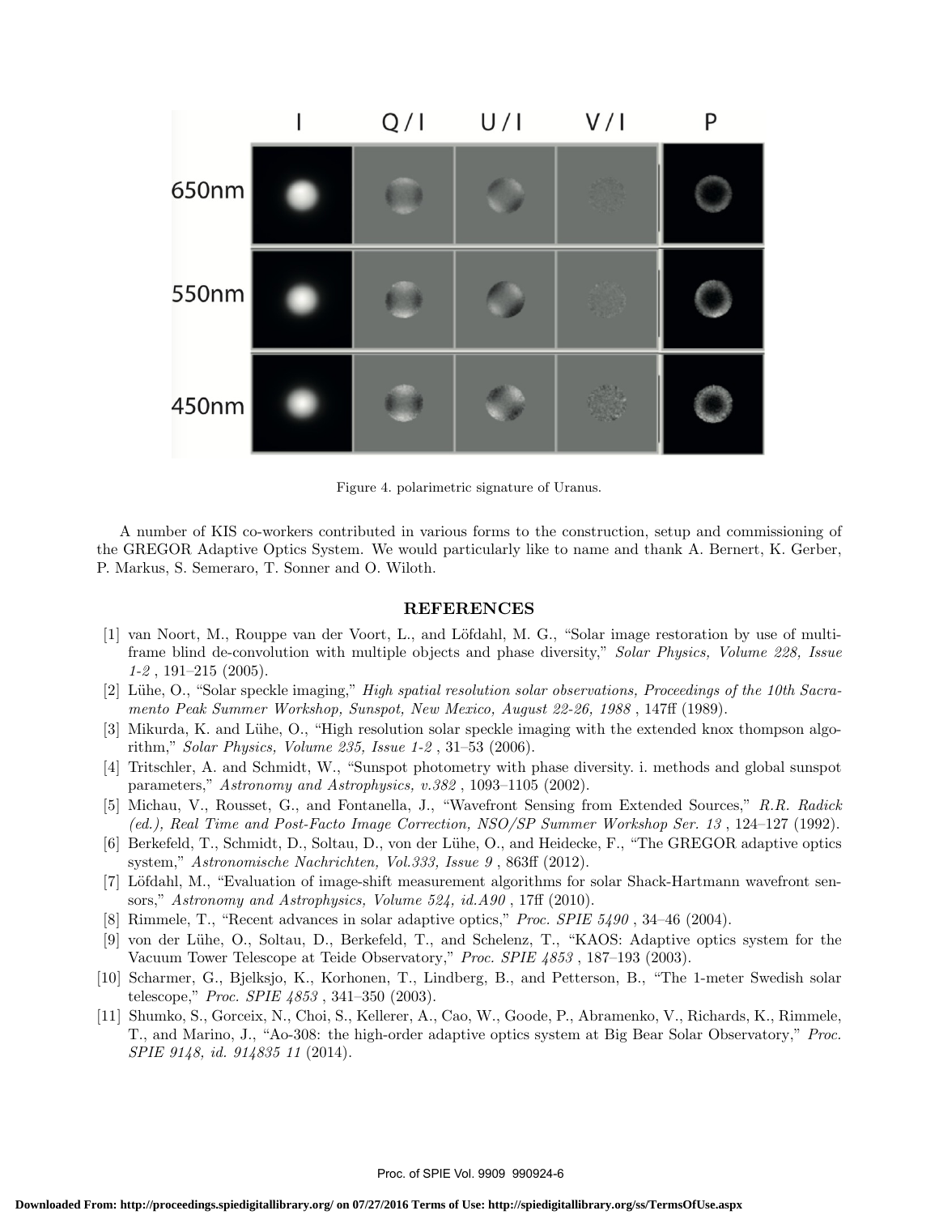Figure 4. polarimetric signature of Uranus.

A number of KIS co-workers contributed in various forms to the construction, setup and commissioning of the GREGOR Adaptive Optics System. We would particularly like to name and thank A. Bernert, K. Gerber, P. Markus, S. Semeraro, T. Sonner and O. Wiloth.

## REFERENCES

[1] van Noort, M., Rouppe van der Voort, L., and Löfdahl, M. G., "Solar image restoration by use of multi-frame blind de-convolution with multiple objects and phase diversity," *Solar Physics, Volume 228, Issue 1-2* , 191–215 (2005).

[2] Lühe, O., "Solar speckle imaging," *High spatial resolution solar observations, Proceedings of the 10th Sacramento Peak Summer Workshop, Sunspot, New Mexico, August 22-26, 1988* , 147ff (1989).

[3] Mikurda, K. and Lühe, O., "High resolution solar speckle imaging with the extended knox thompson algorithm," *Solar Physics, Volume 235, Issue 1-2* , 31–53 (2006).

[4] Tritschler, A. and Schmidt, W., "Sunspot photometry with phase diversity. i. methods and global sunspot parameters," *Astronomy and Astrophysics, v.382* , 1093–1105 (2002).

[5] Michau, V., Rousset, G., and Fontanella, J., "Wavefront Sensing from Extended Sources," *R.R. Radick (ed.), Real Time and Post-Facto Image Correction, NSO/SP Summer Workshop Ser. 13* , 124–127 (1992).

[6] Berkefeld, T., Schmidt, D., Soltau, D., von der Lühe, O., and Heidecke, F., "The GREGOR adaptive optics system," *Astronomische Nachrichten, Vol.333, Issue 9* , 863ff (2012).

[7] Löfdahl, M., "Evaluation of image-shift measurement algorithms for solar Shack-Hartmann wavefront sensors," *Astronomy and Astrophysics, Volume 524, id.A90* , 17ff (2010).

[8] Rimmele, T., "Recent advances in solar adaptive optics," *Proc. SPIE 5490* , 34–46 (2004).

[9] von der Lühe, O., Soltau, D., Berkefeld, T., and Schelenz, T., "KAOS: Adaptive optics system for the Vacuum Tower Telescope at Teide Observatory," *Proc. SPIE 4853* , 187–193 (2003).

[10] Scharmer, G., Bjelksjo, K., Korhonen, T., Lindberg, B., and Petterson, B., "The 1-meter Swedish solar telescope," *Proc. SPIE 4853* , 341–350 (2003).

[11] Shumko, S., Gorceix, N., Choi, S., Kellerer, A., Cao, W., Goode, P., Abramenko, V., Richards, K., Rimmele, T., and Marino, J., "Ao-308: the high-order adaptive optics system at Big Bear Solar Observatory," *Proc. SPIE 9148, id. 914835 11* (2014).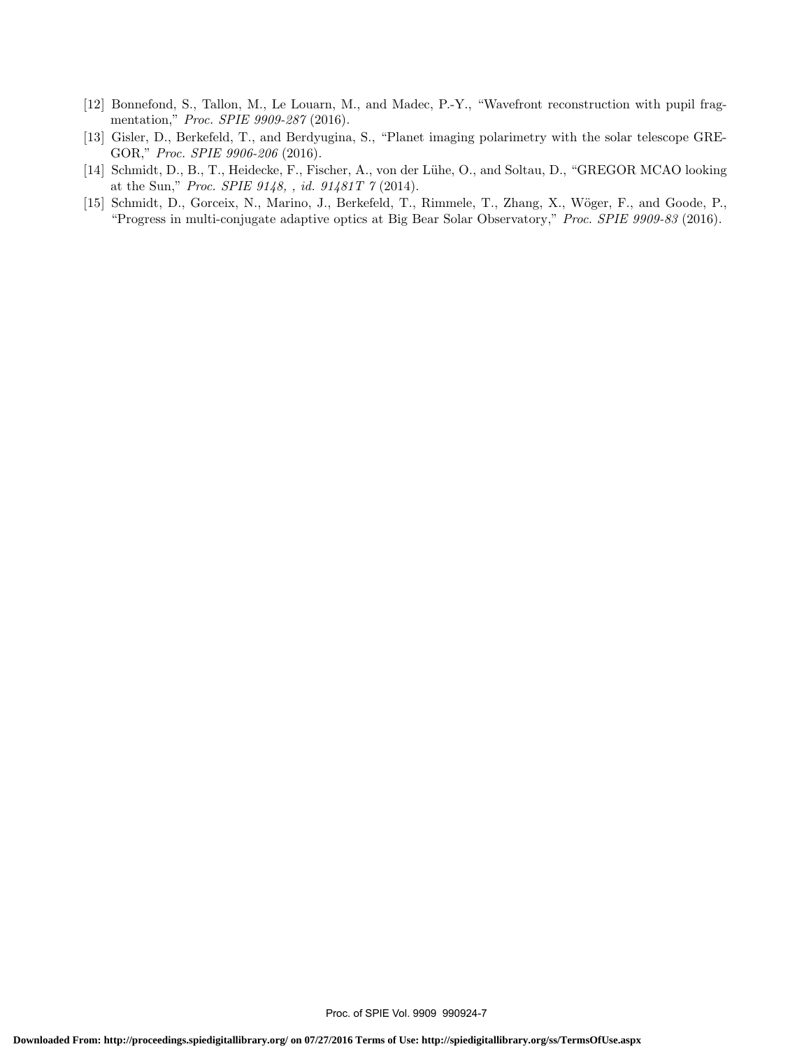[12] Bonnefond, S., Tallon, M., Le Louarn, M., and Madec, P.-Y., "Wavefront reconstruction with pupil fragmentation," *Proc. SPIE 9909-287* (2016).

[13] Gisler, D., Berkefeld, T., and Berdyugina, S., "Planet imaging polarimetry with the solar telescope GREGOR," *Proc. SPIE 9906-206* (2016).

[14] Schmidt, D., B., T., Heidecke, F., Fischer, A., von der Lühe, O., and Soltau, D., "GREGOR MCAO looking at the Sun," *Proc. SPIE 9148, , id. 91481T 7* (2014).

[15] Schmidt, D., Gorceix, N., Marino, J., Berkefeld, T., Rimmele, T., Zhang, X., Wöger, F., and Goode, P., "Progress in multi-conjugate adaptive optics at Big Bear Solar Observatory," *Proc. SPIE 9909-83* (2016).